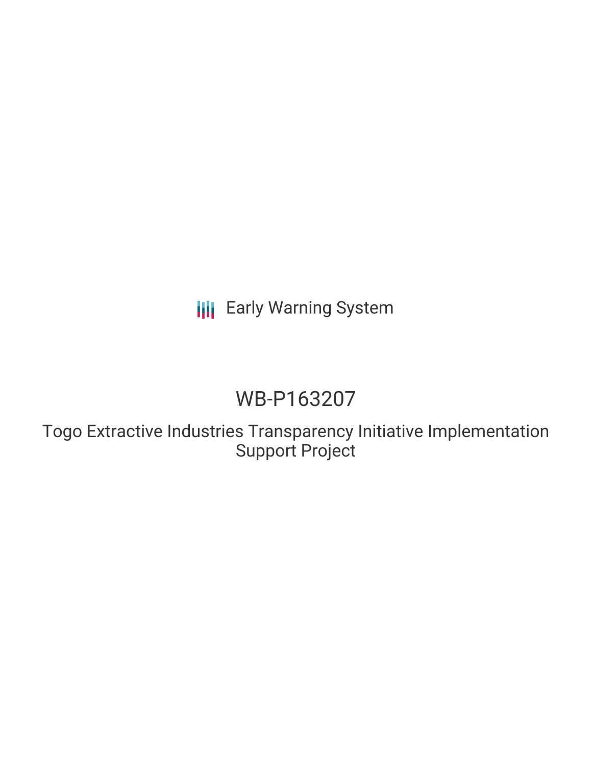Early Warning System

# WB-P163207

## Togo Extractive Industries Transparency Initiative Implementation Support Project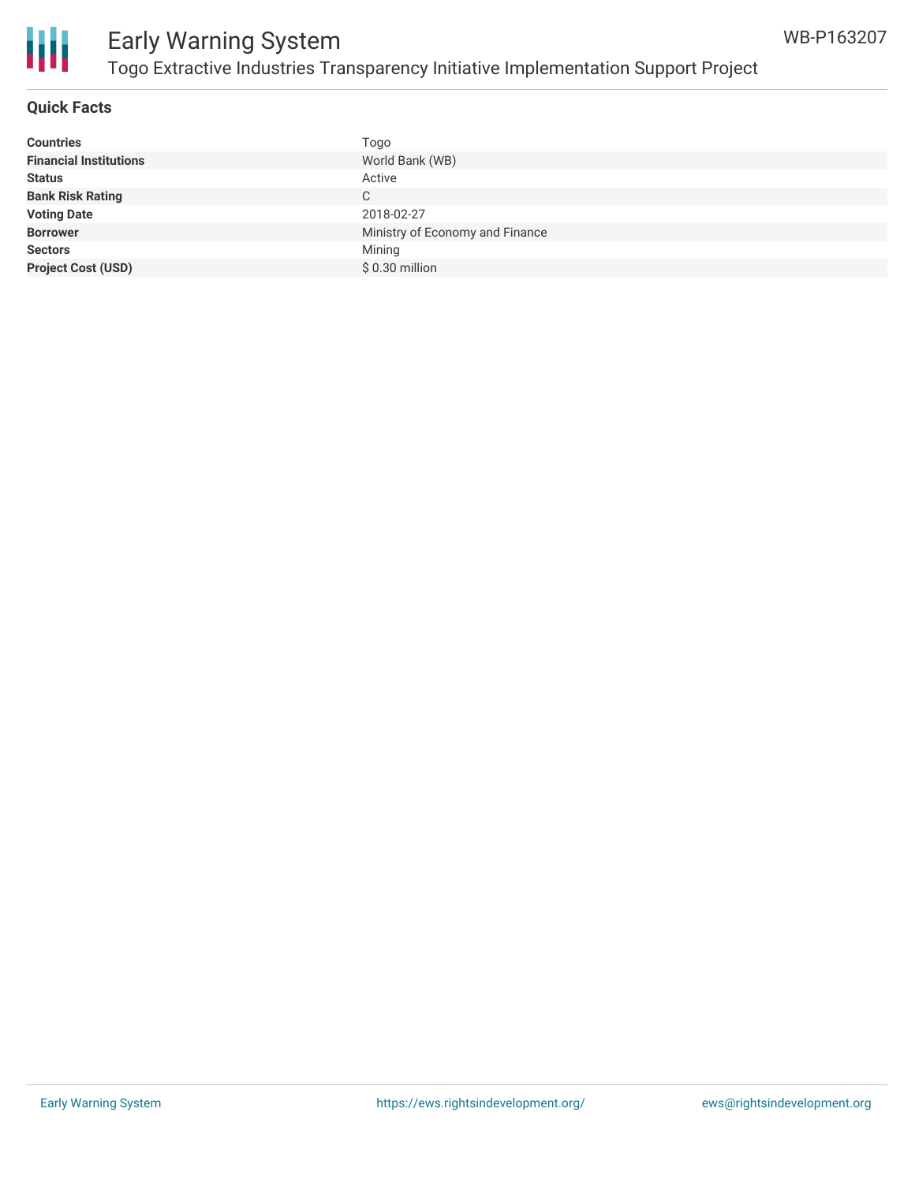## Quick Facts

| | |
|---|---|
| **Countries** | Togo |
| **Financial Institutions** | World Bank (WB) |
| **Status** | Active |
| **Bank Risk Rating** | C |
| **Voting Date** | 2018-02-27 |
| **Borrower** | Ministry of Economy and Finance |
| **Sectors** | Mining |
| **Project Cost (USD)** | $ 0.30 million |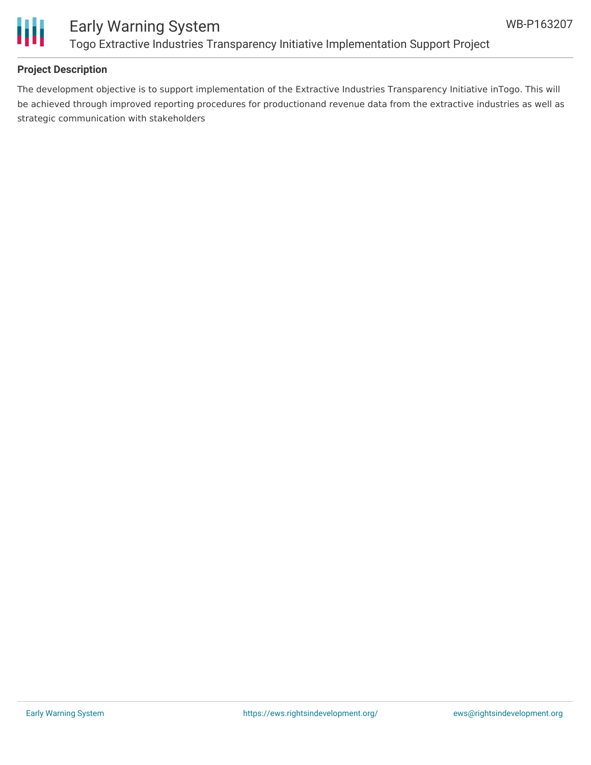## Project Description

The development objective is to support implementation of the Extractive Industries Transparency Initiative inTogo. This will be achieved through improved reporting procedures for productionand revenue data from the extractive industries as well as strategic communication with stakeholders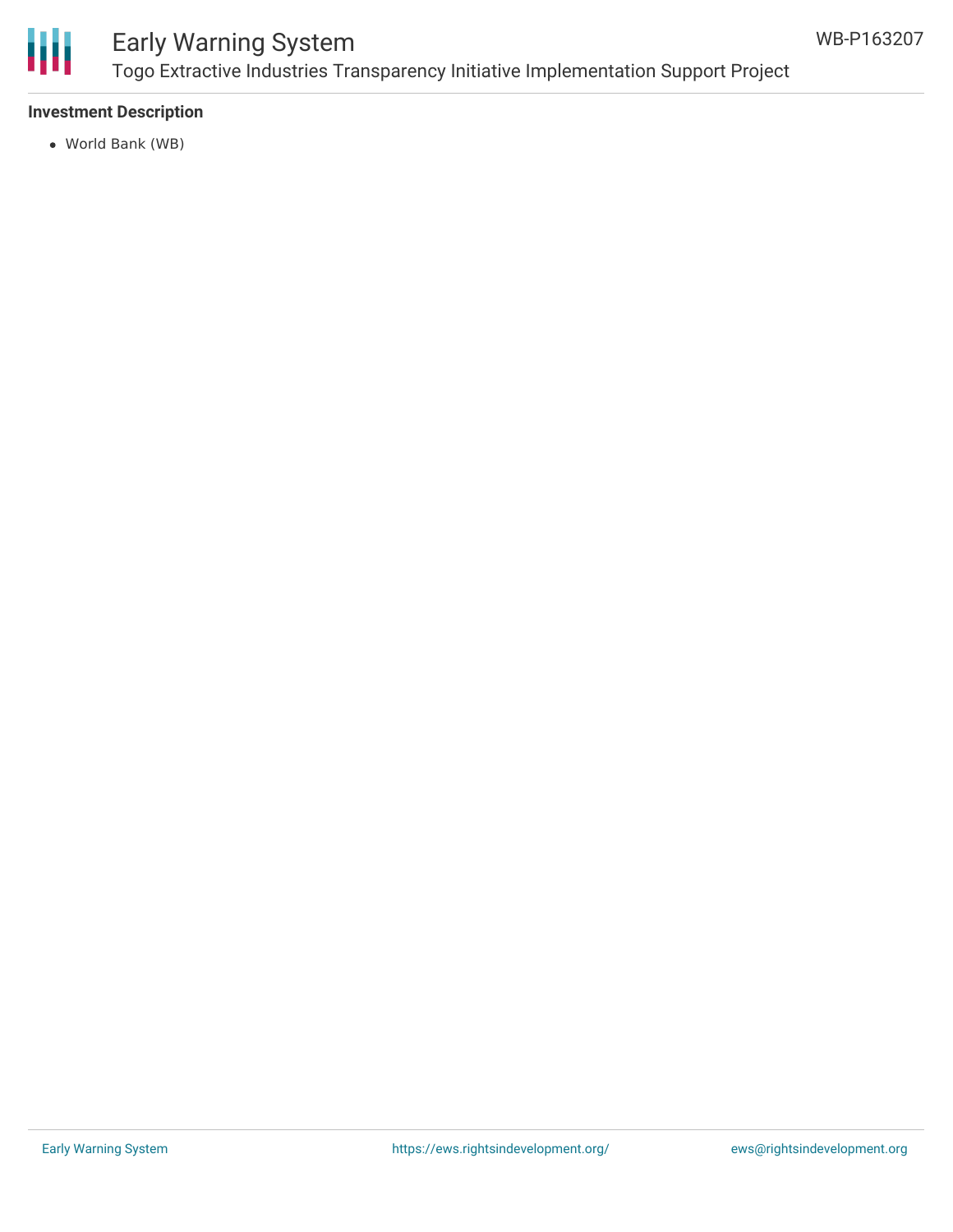### Investment Description

- World Bank (WB)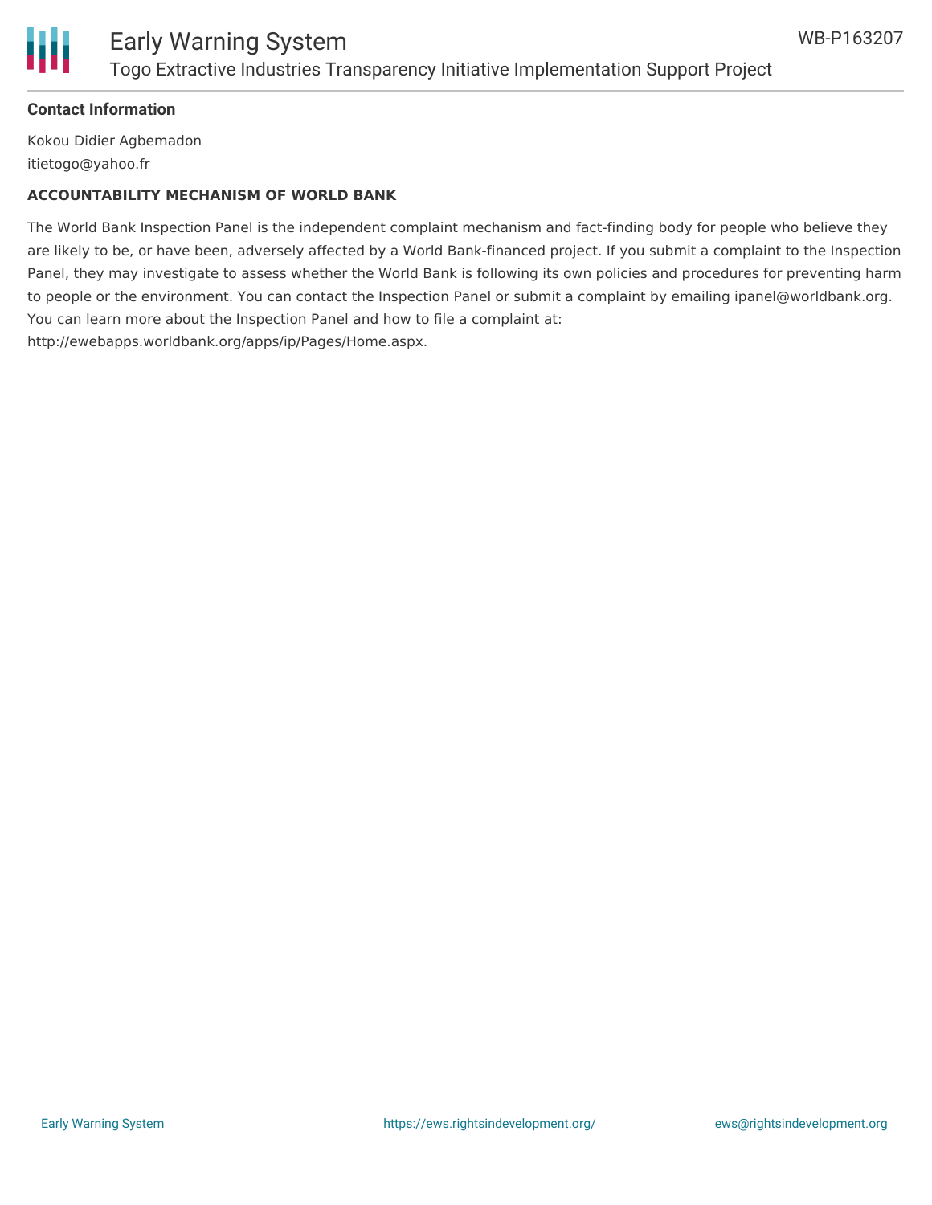**Contact Information**

Kokou Didier Agbemadon
itietogo@yahoo.fr

**ACCOUNTABILITY MECHANISM OF WORLD BANK**

The World Bank Inspection Panel is the independent complaint mechanism and fact-finding body for people who believe they are likely to be, or have been, adversely affected by a World Bank-financed project. If you submit a complaint to the Inspection Panel, they may investigate to assess whether the World Bank is following its own policies and procedures for preventing harm to people or the environment. You can contact the Inspection Panel or submit a complaint by emailing ipanel@worldbank.org. You can learn more about the Inspection Panel and how to file a complaint at: http://ewebapps.worldbank.org/apps/ip/Pages/Home.aspx.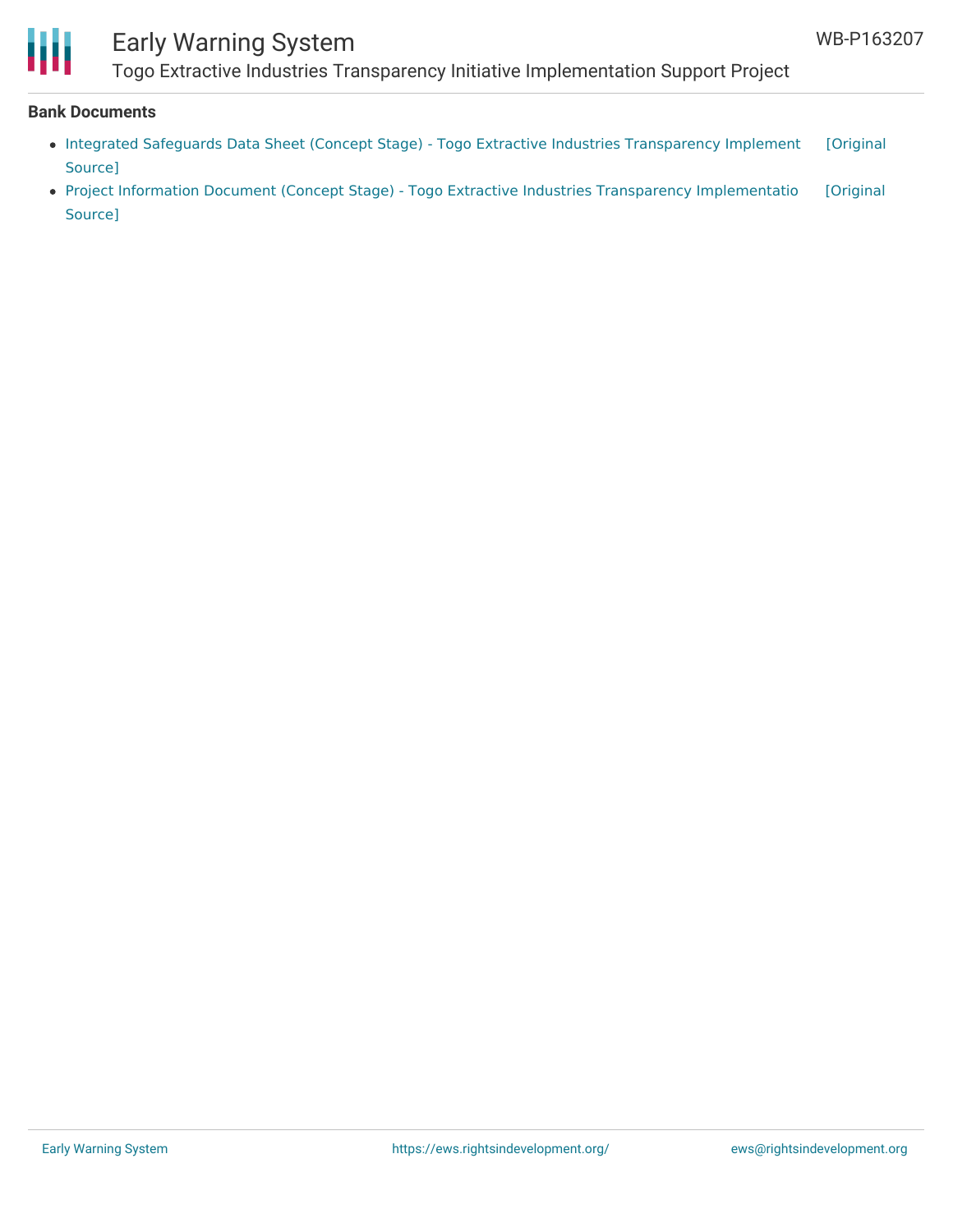**Bank Documents**

- Integrated Safeguards Data Sheet (Concept Stage) - Togo Extractive Industries Transparency Implement [Original Source]
- Project Information Document (Concept Stage) - Togo Extractive Industries Transparency Implementatio [Original Source]